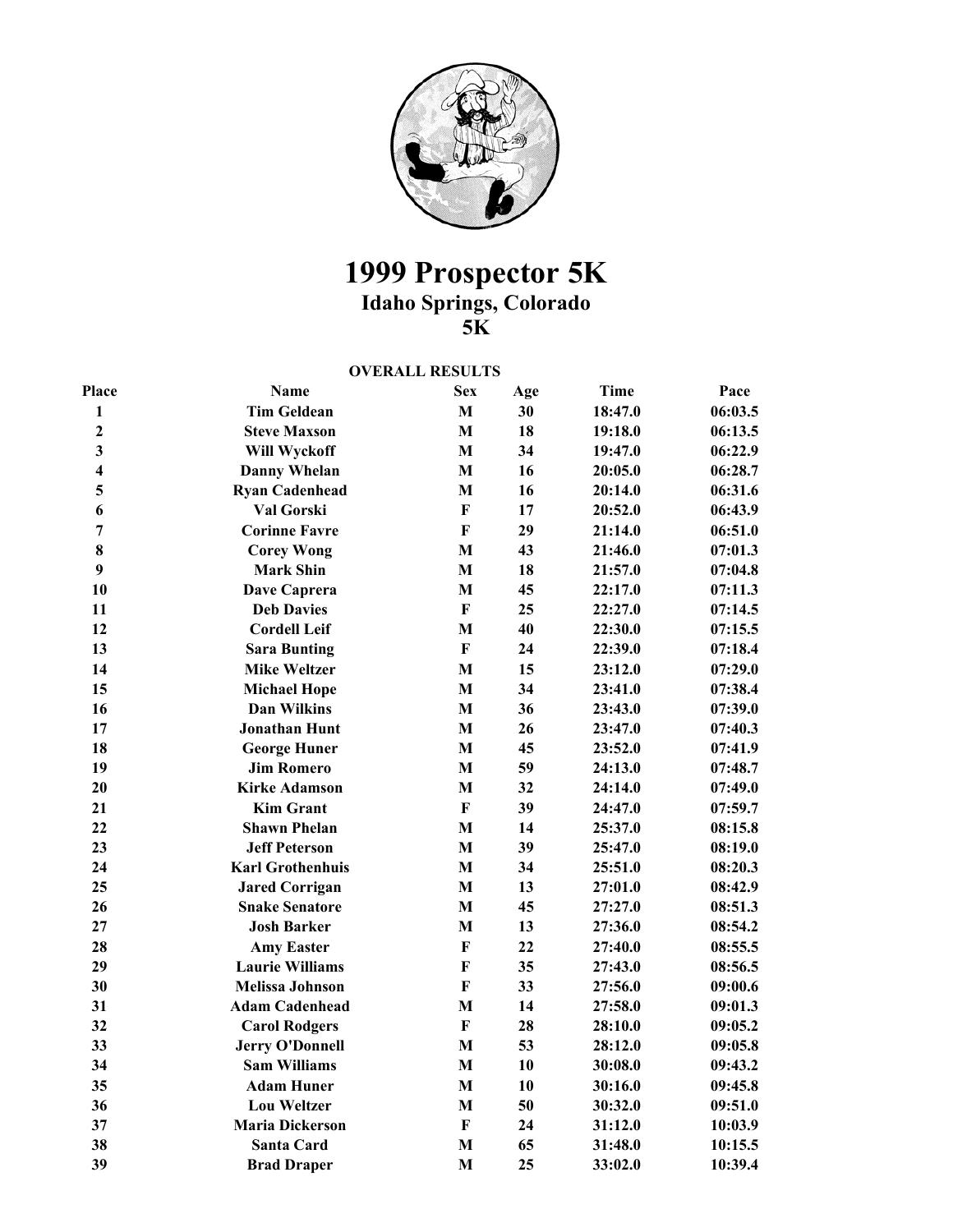# 1999 Prospector 5K

## Idaho Springs, Colorado

## 5K

**OVERALL RESULTS**

| Place | Name | Sex | Age | Time | Pace |
|---|---|---|---|---|---|
| 1 | Tim Geldean | M | 30 | 18:47.0 | 06:03.5 |
| 2 | Steve Maxson | M | 18 | 19:18.0 | 06:13.5 |
| 3 | Will Wyckoff | M | 34 | 19:47.0 | 06:22.9 |
| 4 | Danny Whelan | M | 16 | 20:05.0 | 06:28.7 |
| 5 | Ryan Cadenhead | M | 16 | 20:14.0 | 06:31.6 |
| 6 | Val Gorski | F | 17 | 20:52.0 | 06:43.9 |
| 7 | Corinne Favre | F | 29 | 21:14.0 | 06:51.0 |
| 8 | Corey Wong | M | 43 | 21:46.0 | 07:01.3 |
| 9 | Mark Shin | M | 18 | 21:57.0 | 07:04.8 |
| 10 | Dave Caprera | M | 45 | 22:17.0 | 07:11.3 |
| 11 | Deb Davies | F | 25 | 22:27.0 | 07:14.5 |
| 12 | Cordell Leif | M | 40 | 22:30.0 | 07:15.5 |
| 13 | Sara Bunting | F | 24 | 22:39.0 | 07:18.4 |
| 14 | Mike Weltzer | M | 15 | 23:12.0 | 07:29.0 |
| 15 | Michael Hope | M | 34 | 23:41.0 | 07:38.4 |
| 16 | Dan Wilkins | M | 36 | 23:43.0 | 07:39.0 |
| 17 | Jonathan Hunt | M | 26 | 23:47.0 | 07:40.3 |
| 18 | George Huner | M | 45 | 23:52.0 | 07:41.9 |
| 19 | Jim Romero | M | 59 | 24:13.0 | 07:48.7 |
| 20 | Kirke Adamson | M | 32 | 24:14.0 | 07:49.0 |
| 21 | Kim Grant | F | 39 | 24:47.0 | 07:59.7 |
| 22 | Shawn Phelan | M | 14 | 25:37.0 | 08:15.8 |
| 23 | Jeff Peterson | M | 39 | 25:47.0 | 08:19.0 |
| 24 | Karl Grothenhuis | M | 34 | 25:51.0 | 08:20.3 |
| 25 | Jared Corrigan | M | 13 | 27:01.0 | 08:42.9 |
| 26 | Snake Senatore | M | 45 | 27:27.0 | 08:51.3 |
| 27 | Josh Barker | M | 13 | 27:36.0 | 08:54.2 |
| 28 | Amy Easter | F | 22 | 27:40.0 | 08:55.5 |
| 29 | Laurie Williams | F | 35 | 27:43.0 | 08:56.5 |
| 30 | Melissa Johnson | F | 33 | 27:56.0 | 09:00.6 |
| 31 | Adam Cadenhead | M | 14 | 27:58.0 | 09:01.3 |
| 32 | Carol Rodgers | F | 28 | 28:10.0 | 09:05.2 |
| 33 | Jerry O'Donnell | M | 53 | 28:12.0 | 09:05.8 |
| 34 | Sam Williams | M | 10 | 30:08.0 | 09:43.2 |
| 35 | Adam Huner | M | 10 | 30:16.0 | 09:45.8 |
| 36 | Lou Weltzer | M | 50 | 30:32.0 | 09:51.0 |
| 37 | Maria Dickerson | F | 24 | 31:12.0 | 10:03.9 |
| 38 | Santa Card | M | 65 | 31:48.0 | 10:15.5 |
| 39 | Brad Draper | M | 25 | 33:02.0 | 10:39.4 |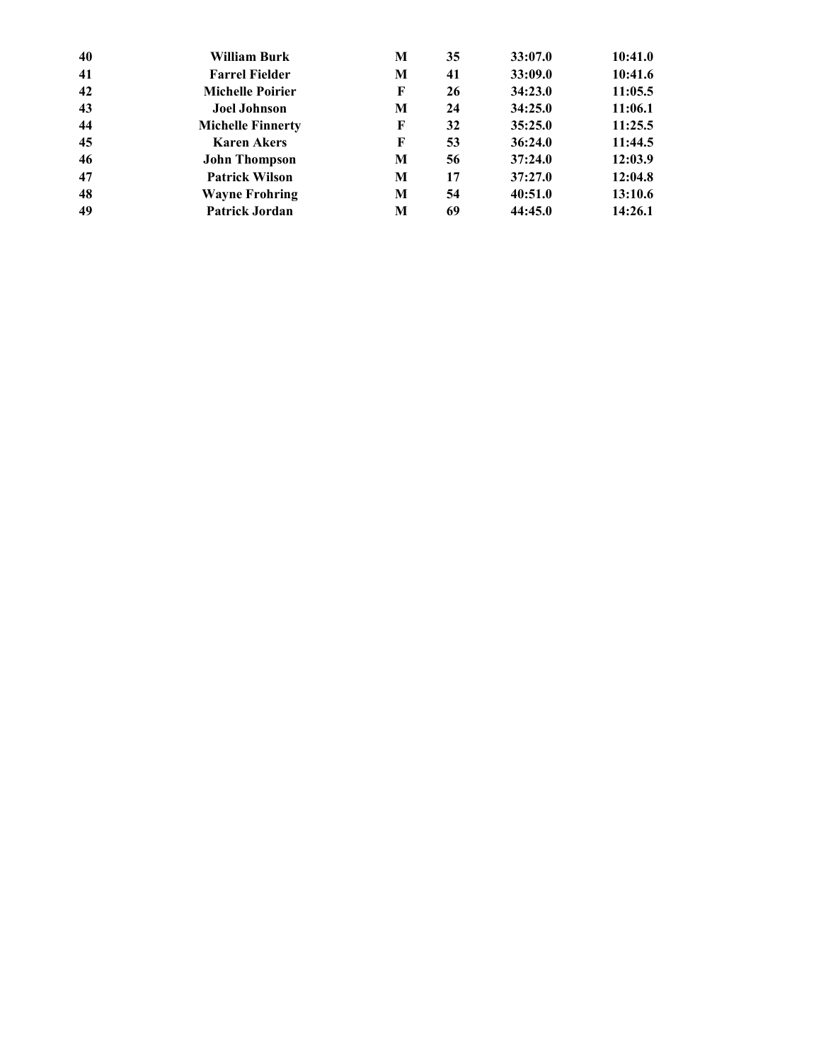| | | | | | |
|---|---|---|---|---|---|
| 40 | William Burk | M | 35 | 33:07.0 | 10:41.0 |
| 41 | Farrel Fielder | M | 41 | 33:09.0 | 10:41.6 |
| 42 | Michelle Poirier | F | 26 | 34:23.0 | 11:05.5 |
| 43 | Joel Johnson | M | 24 | 34:25.0 | 11:06.1 |
| 44 | Michelle Finnerty | F | 32 | 35:25.0 | 11:25.5 |
| 45 | Karen Akers | F | 53 | 36:24.0 | 11:44.5 |
| 46 | John Thompson | M | 56 | 37:24.0 | 12:03.9 |
| 47 | Patrick Wilson | M | 17 | 37:27.0 | 12:04.8 |
| 48 | Wayne Frohring | M | 54 | 40:51.0 | 13:10.6 |
| 49 | Patrick Jordan | M | 69 | 44:45.0 | 14:26.1 |